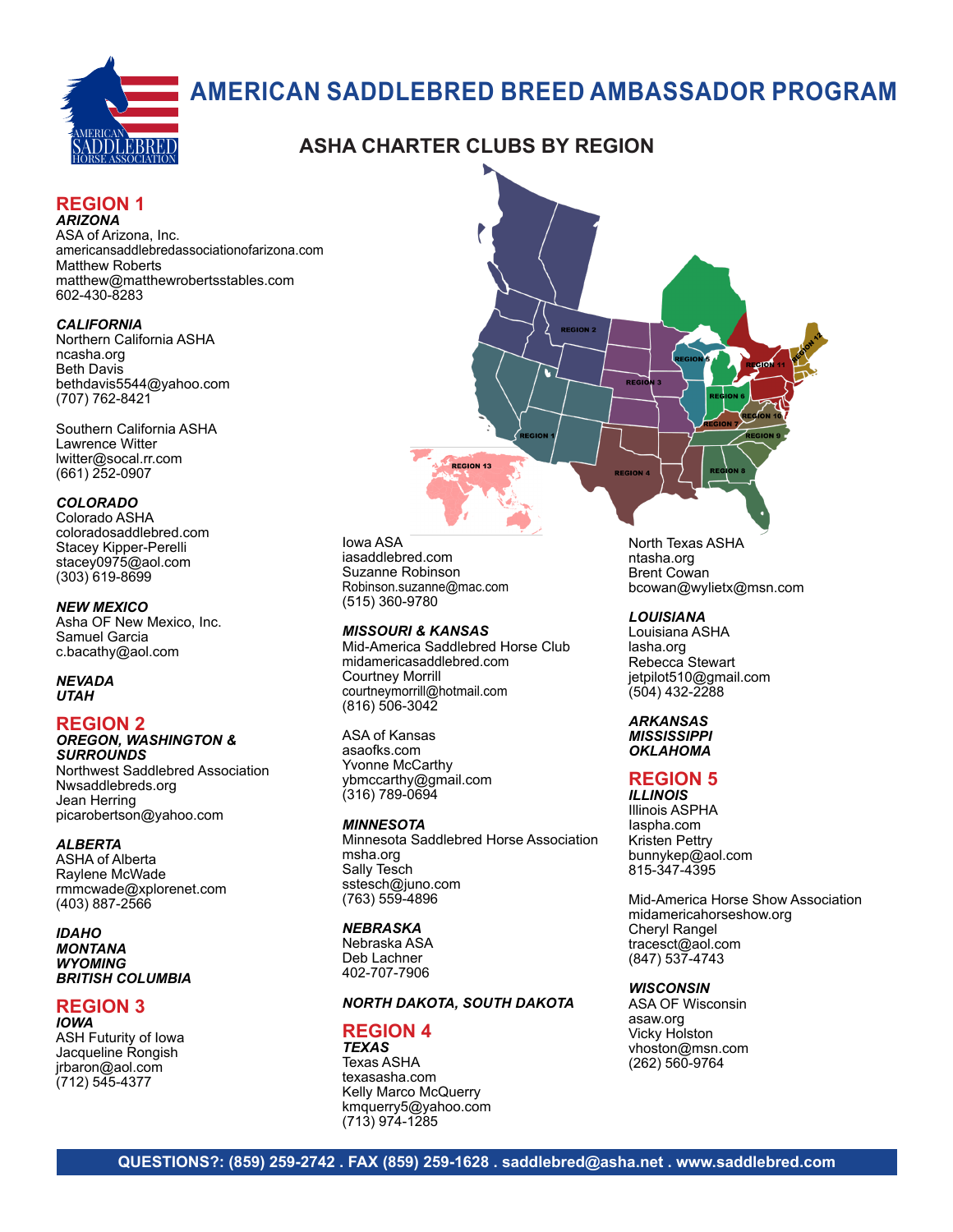# AMERICAN SADDLEBRED BREED AMBASSADOR PROGRAM

## ASHA CHARTER CLUBS BY REGION

## REGION 1

***ARIZONA***

ASA of Arizona, Inc.
americansaddlebredassociationofarizona.com
Matthew Roberts
matthew@matthewrobertsstables.com
602-430-8283

***CALIFORNIA***

Northern California ASHA
ncasha.org
Beth Davis
bethdavis5544@yahoo.com
(707) 762-8421

Southern California ASHA
Lawrence Witter
lwitter@socal.rr.com
(661) 252-0907

***COLORADO***

Colorado ASHA
coloradosaddlebred.com
Stacey Kipper-Perelli
stacey0975@aol.com
(303) 619-8699

***NEW MEXICO***

Asha OF New Mexico, Inc.
Samuel Garcia
c.bacathy@aol.com

***NEVADA***
***UTAH***

## REGION 2

***OREGON, WASHINGTON & SURROUNDS***

Northwest Saddlebred Association
Nwsaddlebreds.org
Jean Herring
picarobertson@yahoo.com

***ALBERTA***

ASHA of Alberta
Raylene McWade
rmmcwade@xplorenet.com
(403) 887-2566

***IDAHO***
***MONTANA***
***WYOMING***
***BRITISH COLUMBIA***

## REGION 3

***IOWA***

ASH Futurity of Iowa
Jacqueline Rongish
jrbaron@aol.com
(712) 545-4377

Iowa ASA
iasaddlebred.com
Suzanne Robinson
Robinson.suzanne@mac.com
(515) 360-9780

***MISSOURI & KANSAS***

Mid-America Saddlebred Horse Club
midamericasaddlebred.com
Courtney Morrill
courtneymorrill@hotmail.com
(816) 506-3042

ASA of Kansas
asaofks.com
Yvonne McCarthy
ybmccarthy@gmail.com
(316) 789-0694

***MINNESOTA***

Minnesota Saddlebred Horse Association
msha.org
Sally Tesch
sstesch@juno.com
(763) 559-4896

***NEBRASKA***

Nebraska ASA
Deb Lachner
402-707-7906

***NORTH DAKOTA, SOUTH DAKOTA***

## REGION 4

***TEXAS***

Texas ASHA
texasasha.com
Kelly Marco McQuerry
kmquerry5@yahoo.com
(713) 974-1285

North Texas ASHA
ntasha.org
Brent Cowan
bcowan@wylietx@msn.com

***LOUISIANA***

Louisiana ASHA
lasha.org
Rebecca Stewart
jetpilot510@gmail.com
(504) 432-2288

***ARKANSAS***
***MISSISSIPPI***
***OKLAHOMA***

## REGION 5

***ILLINOIS***

Illinois ASPHA
Iaspha.com
Kristen Pettry
bunnykep@aol.com
815-347-4395

Mid-America Horse Show Association
midamericahorseshow.org
Cheryl Rangel
tracesct@aol.com
(847) 537-4743

***WISCONSIN***

ASA OF Wisconsin
asaw.org
Vicky Holston
vhoston@msn.com
(262) 560-9764

QUESTIONS?: (859) 259-2742 . FAX (859) 259-1628 . saddlebred@asha.net . www.saddlebred.com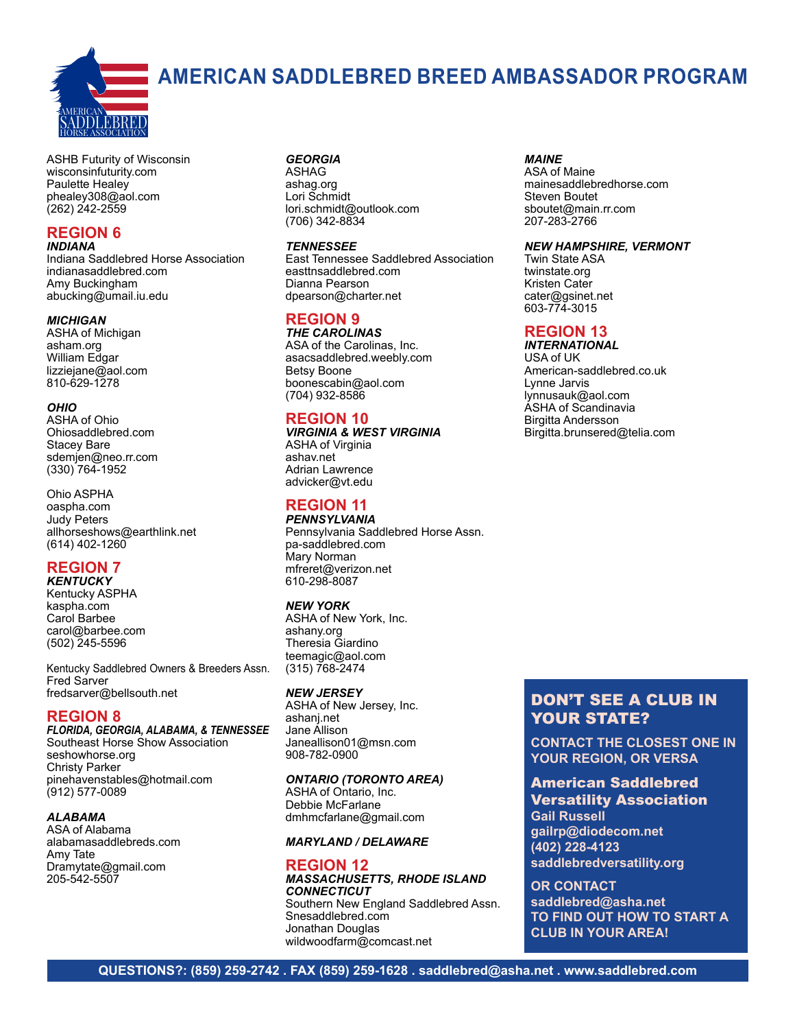# AMERICAN SADDLEBRED BREED AMBASSADOR PROGRAM

ASHB Futurity of Wisconsin
wisconsinfuturity.com
Paulette Healey
phealey308@aol.com
(262) 242-2559

## REGION 6

***INDIANA***
Indiana Saddlebred Horse Association
indianasaddlebred.com
Amy Buckingham
abucking@umail.iu.edu

***MICHIGAN***
ASHA of Michigan
asham.org
William Edgar
lizziejane@aol.com
810-629-1278

***OHIO***
ASHA of Ohio
Ohiosaddlebred.com
Stacey Bare
sdemjen@neo.rr.com
(330) 764-1952

Ohio ASPHA
oaspha.com
Judy Peters
allhorseshows@earthlink.net
(614) 402-1260

## REGION 7

***KENTUCKY***
Kentucky ASPHA
kaspha.com
Carol Barbee
carol@barbee.com
(502) 245-5596

Kentucky Saddlebred Owners & Breeders Assn.
Fred Sarver
fredsarver@bellsouth.net

## REGION 8

***FLORIDA, GEORGIA, ALABAMA, & TENNESSEE***
Southeast Horse Show Association
seshowhorse.org
Christy Parker
pinehavenstables@hotmail.com
(912) 577-0089

***ALABAMA***
ASA of Alabama
alabamasaddlebreds.com
Amy Tate
Dramytate@gmail.com
205-542-5507

***GEORGIA***
ASHAG
ashag.org
Lori Schmidt
lori.schmidt@outlook.com
(706) 342-8834

***TENNESSEE***
East Tennessee Saddlebred Association
easttnsaddlebred.com
Dianna Pearson
dpearson@charter.net

## REGION 9

***THE CAROLINAS***
ASA of the Carolinas, Inc.
asacsaddlebred.weebly.com
Betsy Boone
boonescabin@aol.com
(704) 932-8586

## REGION 10

***VIRGINIA & WEST VIRGINIA***
ASHA of Virginia
ashav.net
Adrian Lawrence
advicker@vt.edu

## REGION 11

***PENNSYLVANIA***
Pennsylvania Saddlebred Horse Assn.
pa-saddlebred.com
Mary Norman
mfreret@verizon.net
610-298-8087

***NEW YORK***
ASHA of New York, Inc.
ashany.org
Theresia Giardino
teemagic@aol.com
(315) 768-2474

***NEW JERSEY***
ASHA of New Jersey, Inc.
ashanj.net
Jane Allison
Janeallison01@msn.com
908-782-0900

***ONTARIO (TORONTO AREA)***
ASHA of Ontario, Inc.
Debbie McFarlane
dmhmcfarlane@gmail.com

***MARYLAND / DELAWARE***

## REGION 12

***MASSACHUSETTS, RHODE ISLAND CONNECTICUT***
Southern New England Saddlebred Assn.
Snesaddlebred.com
Jonathan Douglas
wildwoodfarm@comcast.net

***MAINE***
ASA of Maine
mainesaddlebredhorse.com
Steven Boutet
sboutet@main.rr.com
207-283-2766

***NEW HAMPSHIRE, VERMONT***
Twin State ASA
twinstate.org
Kristen Cater
cater@gsinet.net
603-774-3015

## REGION 13

***INTERNATIONAL***
USA of UK
American-saddlebred.co.uk
Lynne Jarvis
lynnusauk@aol.com
ASHA of Scandinavia
Birgitta Andersson
Birgitta.brunsered@telia.com

**DON'T SEE A CLUB IN YOUR STATE?**

**CONTACT THE CLOSEST ONE IN YOUR REGION, OR VERSA**

**American Saddlebred Versatility Association**
**Gail Russell**
**gailrp@diodecom.net**
**(402) 228-4123**
**saddlebredversatility.org**

**OR CONTACT saddlebred@asha.net TO FIND OUT HOW TO START A CLUB IN YOUR AREA!**

**QUESTIONS?: (859) 259-2742 . FAX (859) 259-1628 . saddlebred@asha.net . www.saddlebred.com**